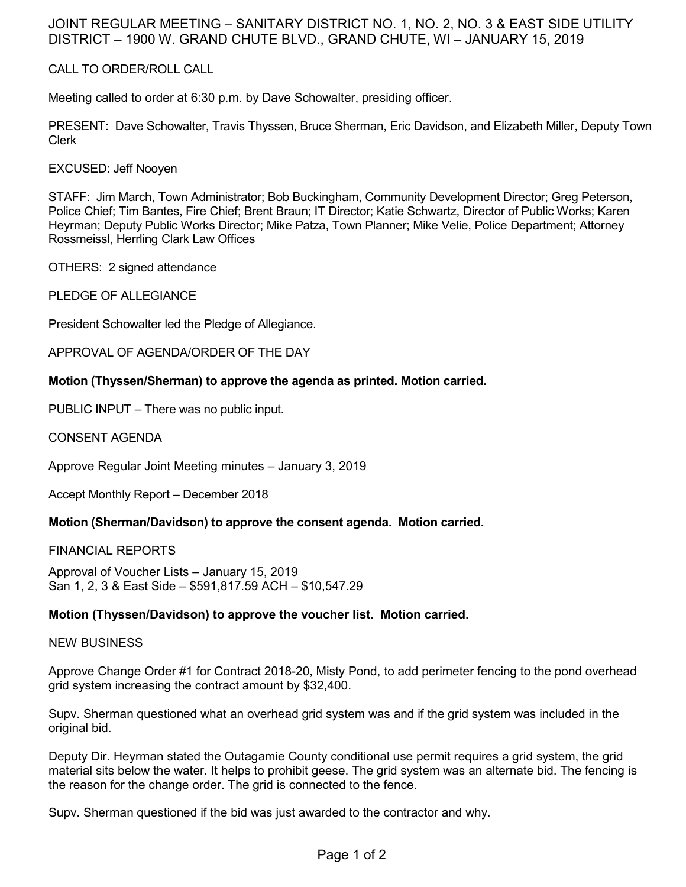# JOINT REGULAR MEETING – SANITARY DISTRICT NO. 1, NO. 2, NO. 3 & EAST SIDE UTILITY DISTRICT – 1900 W. GRAND CHUTE BLVD., GRAND CHUTE, WI – JANUARY 15, 2019

CALL TO ORDER/ROLL CALL

Meeting called to order at 6:30 p.m. by Dave Schowalter, presiding officer.

PRESENT: Dave Schowalter, Travis Thyssen, Bruce Sherman, Eric Davidson, and Elizabeth Miller, Deputy Town Clerk

EXCUSED: Jeff Nooyen

STAFF: Jim March, Town Administrator; Bob Buckingham, Community Development Director; Greg Peterson, Police Chief; Tim Bantes, Fire Chief; Brent Braun; IT Director; Katie Schwartz, Director of Public Works; Karen Heyrman; Deputy Public Works Director; Mike Patza, Town Planner; Mike Velie, Police Department; Attorney Rossmeissl, Herrling Clark Law Offices

OTHERS: 2 signed attendance

PLEDGE OF ALLEGIANCE

President Schowalter led the Pledge of Allegiance.

APPROVAL OF AGENDA/ORDER OF THE DAY

**Motion (Thyssen/Sherman) to approve the agenda as printed. Motion carried.**

PUBLIC INPUT – There was no public input.

CONSENT AGENDA

Approve Regular Joint Meeting minutes – January 3, 2019

Accept Monthly Report – December 2018

**Motion (Sherman/Davidson) to approve the consent agenda. Motion carried.**

FINANCIAL REPORTS

Approval of Voucher Lists – January 15, 2019
San 1, 2, 3 & East Side – $591,817.59 ACH – $10,547.29

**Motion (Thyssen/Davidson) to approve the voucher list. Motion carried.**

NEW BUSINESS

Approve Change Order #1 for Contract 2018-20, Misty Pond, to add perimeter fencing to the pond overhead grid system increasing the contract amount by $32,400.

Supv. Sherman questioned what an overhead grid system was and if the grid system was included in the original bid.

Deputy Dir. Heyrman stated the Outagamie County conditional use permit requires a grid system, the grid material sits below the water. It helps to prohibit geese. The grid system was an alternate bid. The fencing is the reason for the change order. The grid is connected to the fence.

Supv. Sherman questioned if the bid was just awarded to the contractor and why.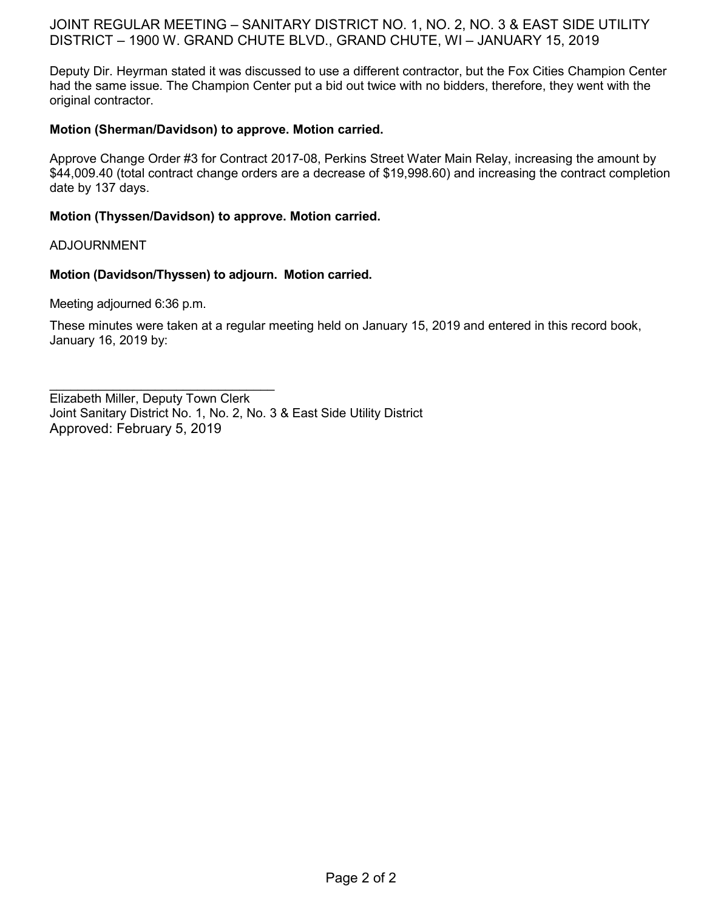Deputy Dir. Heyrman stated it was discussed to use a different contractor, but the Fox Cities Champion Center had the same issue. The Champion Center put a bid out twice with no bidders, therefore, they went with the original contractor.

**Motion (Sherman/Davidson) to approve. Motion carried.**

Approve Change Order #3 for Contract 2017-08, Perkins Street Water Main Relay, increasing the amount by $44,009.40 (total contract change orders are a decrease of $19,998.60) and increasing the contract completion date by 137 days.

**Motion (Thyssen/Davidson) to approve. Motion carried.**

ADJOURNMENT

**Motion (Davidson/Thyssen) to adjourn. Motion carried.**

Meeting adjourned 6:36 p.m.

These minutes were taken at a regular meeting held on January 15, 2019 and entered in this record book, January 16, 2019 by:

________________________________

Elizabeth Miller, Deputy Town Clerk
Joint Sanitary District No. 1, No. 2, No. 3 & East Side Utility District
Approved: February 5, 2019